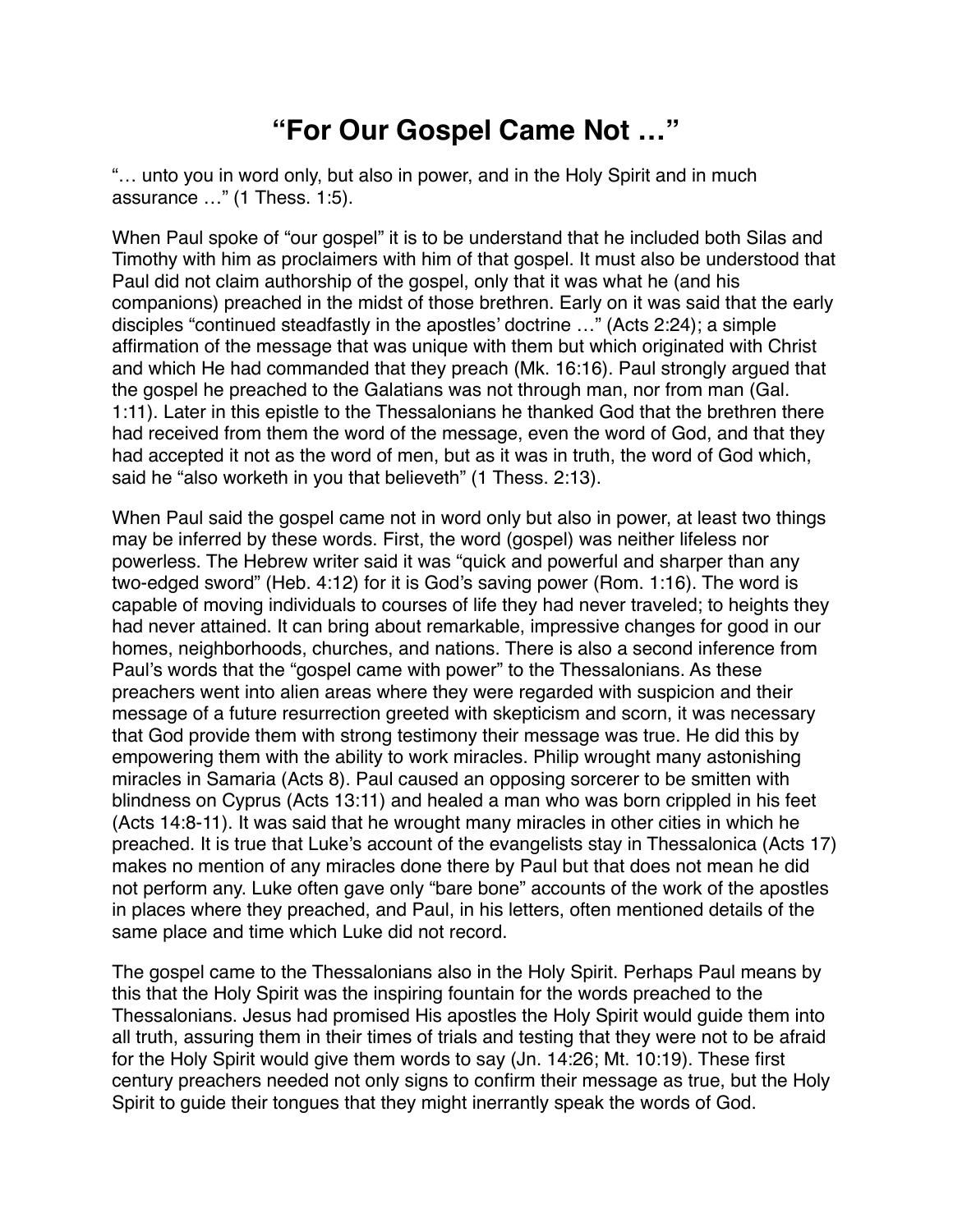# "For Our Gospel Came Not …"

"… unto you in word only, but also in power, and in the Holy Spirit and in much assurance …" (1 Thess. 1:5).

When Paul spoke of "our gospel" it is to be understand that he included both Silas and Timothy with him as proclaimers with him of that gospel. It must also be understood that Paul did not claim authorship of the gospel, only that it was what he (and his companions) preached in the midst of those brethren. Early on it was said that the early disciples "continued steadfastly in the apostles' doctrine …" (Acts 2:24); a simple affirmation of the message that was unique with them but which originated with Christ and which He had commanded that they preach (Mk. 16:16). Paul strongly argued that the gospel he preached to the Galatians was not through man, nor from man (Gal. 1:11). Later in this epistle to the Thessalonians he thanked God that the brethren there had received from them the word of the message, even the word of God, and that they had accepted it not as the word of men, but as it was in truth, the word of God which, said he "also worketh in you that believeth" (1 Thess. 2:13).

When Paul said the gospel came not in word only but also in power, at least two things may be inferred by these words. First, the word (gospel) was neither lifeless nor powerless. The Hebrew writer said it was "quick and powerful and sharper than any two-edged sword" (Heb. 4:12) for it is God's saving power (Rom. 1:16). The word is capable of moving individuals to courses of life they had never traveled; to heights they had never attained. It can bring about remarkable, impressive changes for good in our homes, neighborhoods, churches, and nations. There is also a second inference from Paul's words that the "gospel came with power" to the Thessalonians. As these preachers went into alien areas where they were regarded with suspicion and their message of a future resurrection greeted with skepticism and scorn, it was necessary that God provide them with strong testimony their message was true. He did this by empowering them with the ability to work miracles. Philip wrought many astonishing miracles in Samaria (Acts 8). Paul caused an opposing sorcerer to be smitten with blindness on Cyprus (Acts 13:11) and healed a man who was born crippled in his feet (Acts 14:8-11). It was said that he wrought many miracles in other cities in which he preached. It is true that Luke's account of the evangelists stay in Thessalonica (Acts 17) makes no mention of any miracles done there by Paul but that does not mean he did not perform any. Luke often gave only "bare bone" accounts of the work of the apostles in places where they preached, and Paul, in his letters, often mentioned details of the same place and time which Luke did not record.

The gospel came to the Thessalonians also in the Holy Spirit. Perhaps Paul means by this that the Holy Spirit was the inspiring fountain for the words preached to the Thessalonians. Jesus had promised His apostles the Holy Spirit would guide them into all truth, assuring them in their times of trials and testing that they were not to be afraid for the Holy Spirit would give them words to say (Jn. 14:26; Mt. 10:19). These first century preachers needed not only signs to confirm their message as true, but the Holy Spirit to guide their tongues that they might inerrantly speak the words of God.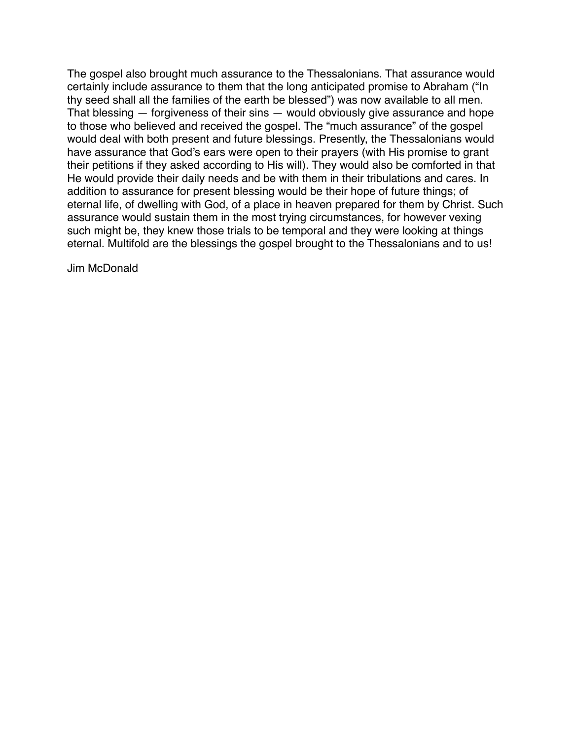The gospel also brought much assurance to the Thessalonians. That assurance would certainly include assurance to them that the long anticipated promise to Abraham ("In thy seed shall all the families of the earth be blessed") was now available to all men. That blessing — forgiveness of their sins — would obviously give assurance and hope to those who believed and received the gospel. The "much assurance" of the gospel would deal with both present and future blessings. Presently, the Thessalonians would have assurance that God's ears were open to their prayers (with His promise to grant their petitions if they asked according to His will). They would also be comforted in that He would provide their daily needs and be with them in their tribulations and cares. In addition to assurance for present blessing would be their hope of future things; of eternal life, of dwelling with God, of a place in heaven prepared for them by Christ. Such assurance would sustain them in the most trying circumstances, for however vexing such might be, they knew those trials to be temporal and they were looking at things eternal. Multifold are the blessings the gospel brought to the Thessalonians and to us!

Jim McDonald